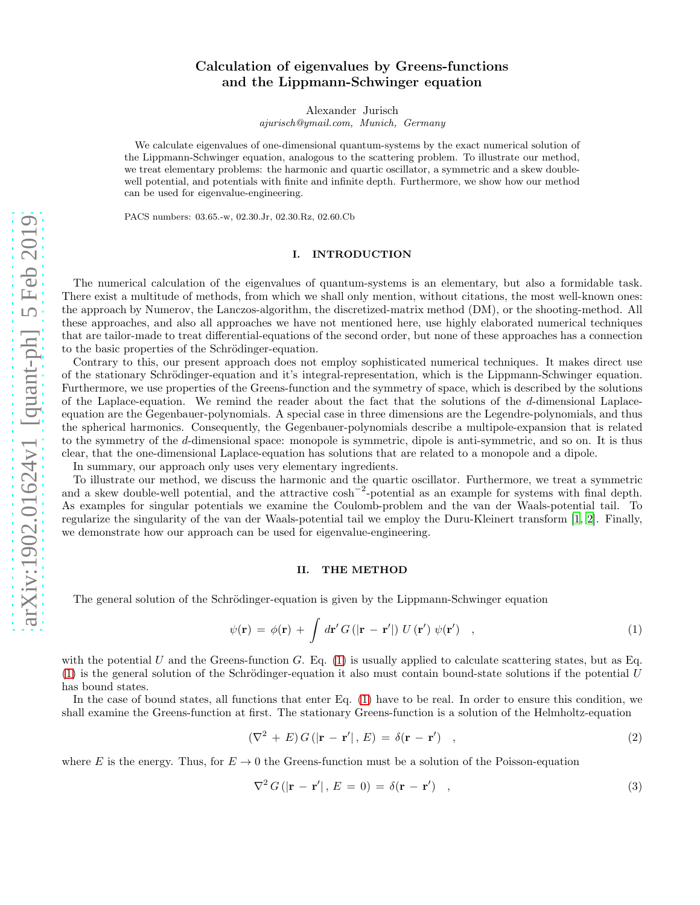# Calculation of eigenvalues by Greens-functions and the Lippmann-Schwinger equation

Alexander Jurisch

*ajurisch@ymail.com, Munich, Germany*

We calculate eigenvalues of one-dimensional quantum-systems by the exact numerical solution of the Lippmann-Schwinger equation, analogous to the scattering problem. To illustrate our method, we treat elementary problems: the harmonic and quartic oscillator, a symmetric and a skew double-well potential, and potentials with finite and infinite depth. Furthermore, we show how our method can be used for eigenvalue-engineering.

PACS numbers: 03.65.-w, 02.30.Jr, 02.30.Rz, 02.60.Cb

## I. INTRODUCTION

The numerical calculation of the eigenvalues of quantum-systems is an elementary, but also a formidable task. There exist a multitude of methods, from which we shall only mention, without citations, the most well-known ones: the approach by Numerov, the Lanczos-algorithm, the discretized-matrix method (DM), or the shooting-method. All these approaches, and also all approaches we have not mentioned here, use highly elaborated numerical techniques that are tailor-made to treat differential-equations of the second order, but none of these approaches has a connection to the basic properties of the Schrödinger-equation.

Contrary to this, our present approach does not employ sophisticated numerical techniques. It makes direct use of the stationary Schrödinger-equation and it's integral-representation, which is the Lippmann-Schwinger equation. Furthermore, we use properties of the Greens-function and the symmetry of space, which is described by the solutions of the Laplace-equation. We remind the reader about the fact that the solutions of the $d$-dimensional Laplace-equation are the Gegenbauer-polynomials. A special case in three dimensions are the Legendre-polynomials, and thus the spherical harmonics. Consequently, the Gegenbauer-polynomials describe a multipole-expansion that is related to the symmetry of the $d$-dimensional space: monopole is symmetric, dipole is anti-symmetric, and so on. It is thus clear, that the one-dimensional Laplace-equation has solutions that are related to a monopole and a dipole.

In summary, our approach only uses very elementary ingredients.

To illustrate our method, we discuss the harmonic and the quartic oscillator. Furthermore, we treat a symmetric and a skew double-well potential, and the attractive $\cosh^{-2}$-potential as an example for systems with final depth. As examples for singular potentials we examine the Coulomb-problem and the van der Waals-potential tail. To regularize the singularity of the van der Waals-potential tail we employ the Duru-Kleinert transform [1, 2]. Finally, we demonstrate how our approach can be used for eigenvalue-engineering.

## II. THE METHOD

The general solution of the Schrödinger-equation is given by the Lippmann-Schwinger equation

$$\psi(\mathbf{r}) \,=\, \phi(\mathbf{r}) \,+\, \int d\mathbf{r}' \, G\left(|\mathbf{r} \,-\, \mathbf{r}'|\right) \, U\left(\mathbf{r}'\right) \, \psi(\mathbf{r}') \quad , \tag{1}$$

with the potential $U$ and the Greens-function $G$. Eq. (1) is usually applied to calculate scattering states, but as Eq. (1) is the general solution of the Schrödinger-equation it also must contain bound-state solutions if the potential $U$ has bound states.

In the case of bound states, all functions that enter Eq. (1) have to be real. In order to ensure this condition, we shall examine the Greens-function at first. The stationary Greens-function is a solution of the Helmholtz-equation

$$(\nabla^2 \,+\, E) \, G\left(|\mathbf{r} \,-\, \mathbf{r}'| \,,\, E\right) \,=\, \delta(\mathbf{r} \,-\, \mathbf{r}') \quad , \tag{2}$$

where $E$ is the energy. Thus, for $E \to 0$ the Greens-function must be a solution of the Poisson-equation

$$\nabla^2 \, G\left(|\mathbf{r} \,-\, \mathbf{r}'| \,,\, E \,=\, 0\right) \,=\, \delta(\mathbf{r} \,-\, \mathbf{r}') \quad , \tag{3}$$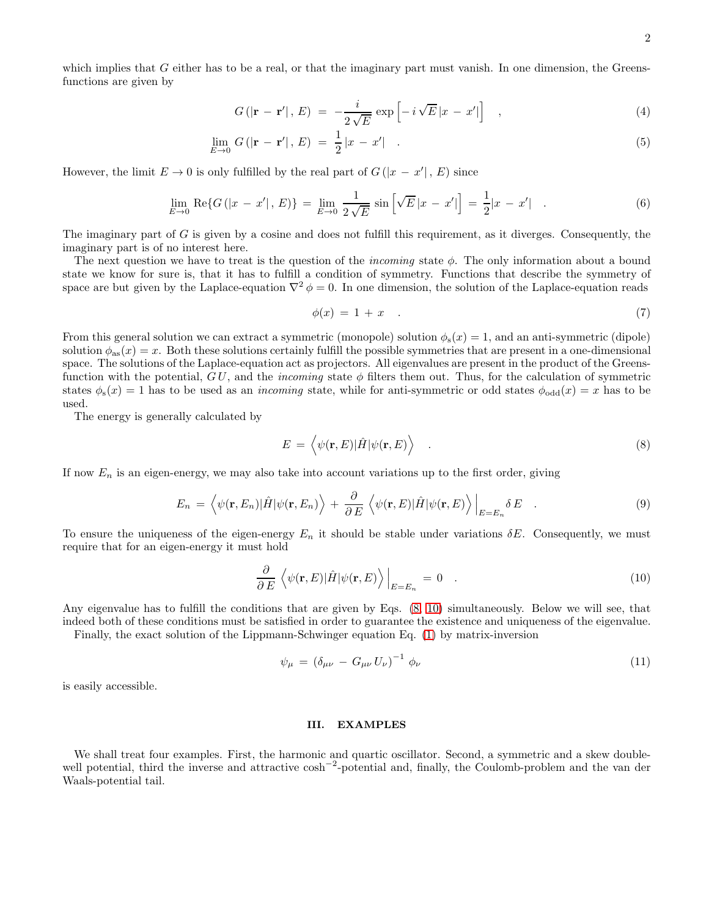which implies that $G$ either has to be a real, or that the imaginary part must vanish. In one dimension, the Greens-functions are given by

$$G\left(|\mathbf{r} - \mathbf{r}'|,\, E\right) \;=\; -\frac{i}{2\sqrt{E}}\,\exp\left[-\,i\,\sqrt{E}\,|x - x'|\right] \quad , \tag{4}$$

$$\lim_{E\to 0}\, G\left(|\mathbf{r} - \mathbf{r}'|,\, E\right) \;=\; \frac{1}{2}\,|x - x'| \quad . \tag{5}$$

However, the limit $E \to 0$ is only fulfilled by the real part of $G\left(|x - x'|,\, E\right)$ since

$$\lim_{E\to 0}\,\mathrm{Re}\{G\left(|x - x'|,\, E\right)\} \;=\; \lim_{E\to 0}\,\frac{1}{2\sqrt{E}}\,\sin\left[\sqrt{E}\,|x - x'|\right] \;=\; \frac{1}{2}|x - x'| \quad . \tag{6}$$

The imaginary part of $G$ is given by a cosine and does not fulfill this requirement, as it diverges. Consequently, the imaginary part is of no interest here.

The next question we have to treat is the question of the *incoming* state $\phi$. The only information about a bound state we know for sure is, that it has to fulfill a condition of symmetry. Functions that describe the symmetry of space are but given by the Laplace-equation $\nabla^2\,\phi = 0$. In one dimension, the solution of the Laplace-equation reads

$$\phi(x) \;=\; 1 \,+\, x \quad . \tag{7}$$

From this general solution we can extract a symmetric (monopole) solution $\phi_{\mathrm{s}}(x) = 1$, and an anti-symmetric (dipole) solution $\phi_{\mathrm{as}}(x) = x$. Both these solutions certainly fulfill the possible symmetries that are present in a one-dimensional space. The solutions of the Laplace-equation act as projectors. All eigenvalues are present in the product of the Greens-function with the potential, $G\,U$, and the *incoming* state $\phi$ filters them out. Thus, for the calculation of symmetric states $\phi_{\mathrm{s}}(x) = 1$ has to be used as an *incoming* state, while for anti-symmetric or odd states $\phi_{\mathrm{odd}}(x) = x$ has to be used.

The energy is generally calculated by

$$E \;=\; \left\langle \psi(\mathbf{r}, E)|\hat{H}|\psi(\mathbf{r}, E)\right\rangle \quad . \tag{8}$$

If now $E_n$ is an eigen-energy, we may also take into account variations up to the first order, giving

$$E_n \;=\; \left\langle \psi(\mathbf{r}, E_n)|\hat{H}|\psi(\mathbf{r}, E_n)\right\rangle \,+\, \frac{\partial}{\partial\, E}\,\left\langle \psi(\mathbf{r}, E)|\hat{H}|\psi(\mathbf{r}, E)\right\rangle\Big|_{E=E_n}\,\delta\, E \quad . \tag{9}$$

To ensure the uniqueness of the eigen-energy $E_n$ it should be stable under variations $\delta E$. Consequently, we must require that for an eigen-energy it must hold

$$\frac{\partial}{\partial\, E}\,\left\langle \psi(\mathbf{r}, E)|\hat{H}|\psi(\mathbf{r}, E)\right\rangle\Big|_{E=E_n} \;=\; 0 \quad . \tag{10}$$

Any eigenvalue has to fulfill the conditions that are given by Eqs. (8, 10) simultaneously. Below we will see, that indeed both of these conditions must be satisfied in order to guarantee the existence and uniqueness of the eigenvalue.

Finally, the exact solution of the Lippmann-Schwinger equation Eq. (1) by matrix-inversion

$$\psi_\mu \;=\; \left(\delta_{\mu\nu} \,-\, G_{\mu\nu}\,U_\nu\right)^{-1}\,\phi_\nu \tag{11}$$

is easily accessible.

## III. EXAMPLES

We shall treat four examples. First, the harmonic and quartic oscillator. Second, a symmetric and a skew double-well potential, third the inverse and attractive $\cosh^{-2}$-potential and, finally, the Coulomb-problem and the van der Waals-potential tail.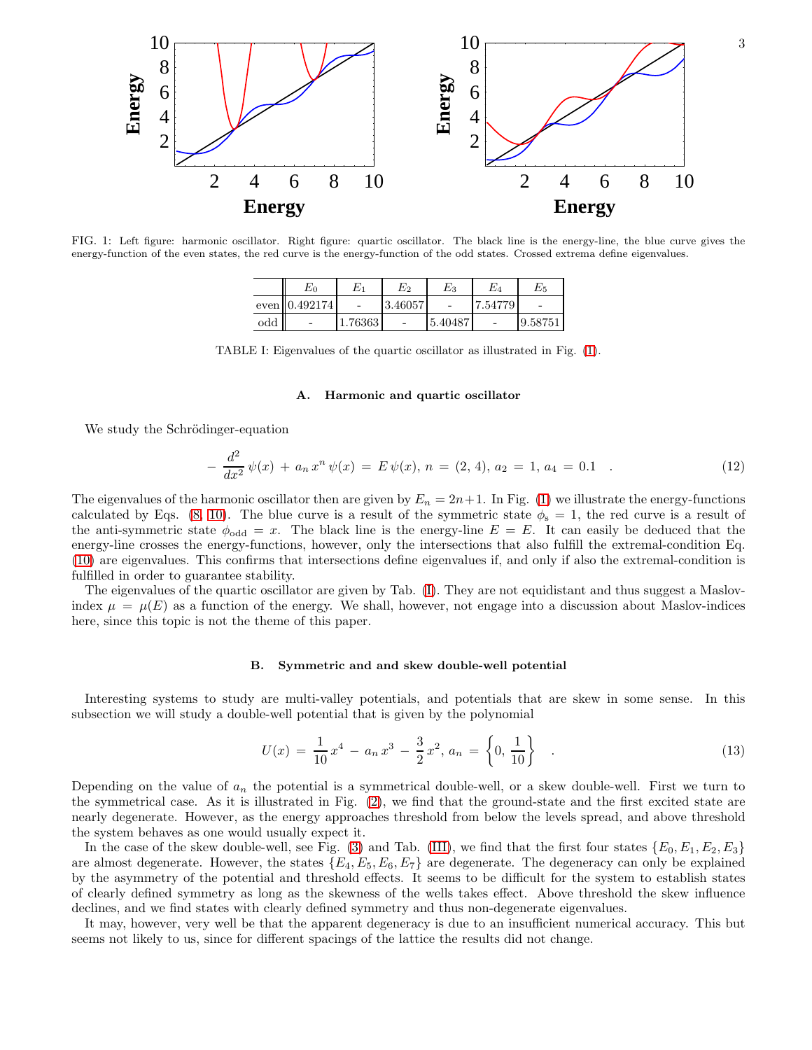FIG. 1: Left figure: harmonic oscillator. Right figure: quartic oscillator. The black line is the energy-line, the blue curve gives the energy-function of the even states, the red curve is the energy-function of the odd states. Crossed extrema define eigenvalues.

|  | $E_0$ | $E_1$ | $E_2$ | $E_3$ | $E_4$ | $E_5$ |
|---|---|---|---|---|---|---|
| even | 0.492174 | - | 3.46057 | - | 7.54779 | - |
| odd | - | 1.76363 | - | 5.40487 | - | 9.58751 |

TABLE I: Eigenvalues of the quartic oscillator as illustrated in Fig. (1).

### A. Harmonic and quartic oscillator

We study the Schrödinger-equation

$$- \frac{d^2}{dx^2}\,\psi(x) \,+\, a_n\, x^n\, \psi(x) \,=\, E\,\psi(x),\, n \,=\, (2,4),\, a_2 \,=\, 1,\, a_4 \,=\, 0.1 \quad . \tag{12}$$

The eigenvalues of the harmonic oscillator then are given by $E_n = 2n{+}1$. In Fig. (1) we illustrate the energy-functions calculated by Eqs. (8, 10). The blue curve is a result of the symmetric state $\phi_{\mathrm{s}} = 1$, the red curve is a result of the anti-symmetric state $\phi_{\mathrm{odd}} = x$. The black line is the energy-line $E = E$. It can easily be deduced that the energy-line crosses the energy-functions, however, only the intersections that also fulfill the extremal-condition Eq. (10) are eigenvalues. This confirms that intersections define eigenvalues if, and only if also the extremal-condition is fulfilled in order to guarantee stability.

The eigenvalues of the quartic oscillator are given by Tab. (I). They are not equidistant and thus suggest a Maslov-index $\mu = \mu(E)$ as a function of the energy. We shall, however, not engage into a discussion about Maslov-indices here, since this topic is not the theme of this paper.

### B. Symmetric and and skew double-well potential

Interesting systems to study are multi-valley potentials, and potentials that are skew in some sense. In this subsection we will study a double-well potential that is given by the polynomial

$$U(x) \,=\, \frac{1}{10}\,x^4 \,-\, a_n\,x^3 \,-\, \frac{3}{2}\,x^2,\, a_n \,=\, \left\{0,\, \frac{1}{10}\right\} \quad . \tag{13}$$

Depending on the value of $a_n$ the potential is a symmetrical double-well, or a skew double-well. First we turn to the symmetrical case. As it is illustrated in Fig. (2), we find that the ground-state and the first excited state are nearly degenerate. However, as the energy approaches threshold from below the levels spread, and above threshold the system behaves as one would usually expect it.

In the case of the skew double-well, see Fig. (3) and Tab. (III), we find that the first four states $\{E_0, E_1, E_2, E_3\}$ are almost degenerate. However, the states $\{E_4, E_5, E_6, E_7\}$ are degenerate. The degeneracy can only be explained by the asymmetry of the potential and threshold effects. It seems to be difficult for the system to establish states of clearly defined symmetry as long as the skewness of the wells takes effect. Above threshold the skew influence declines, and we find states with clearly defined symmetry and thus non-degenerate eigenvalues.

It may, however, very well be that the apparent degeneracy is due to an insufficient numerical accuracy. This but seems not likely to us, since for different spacings of the lattice the results did not change.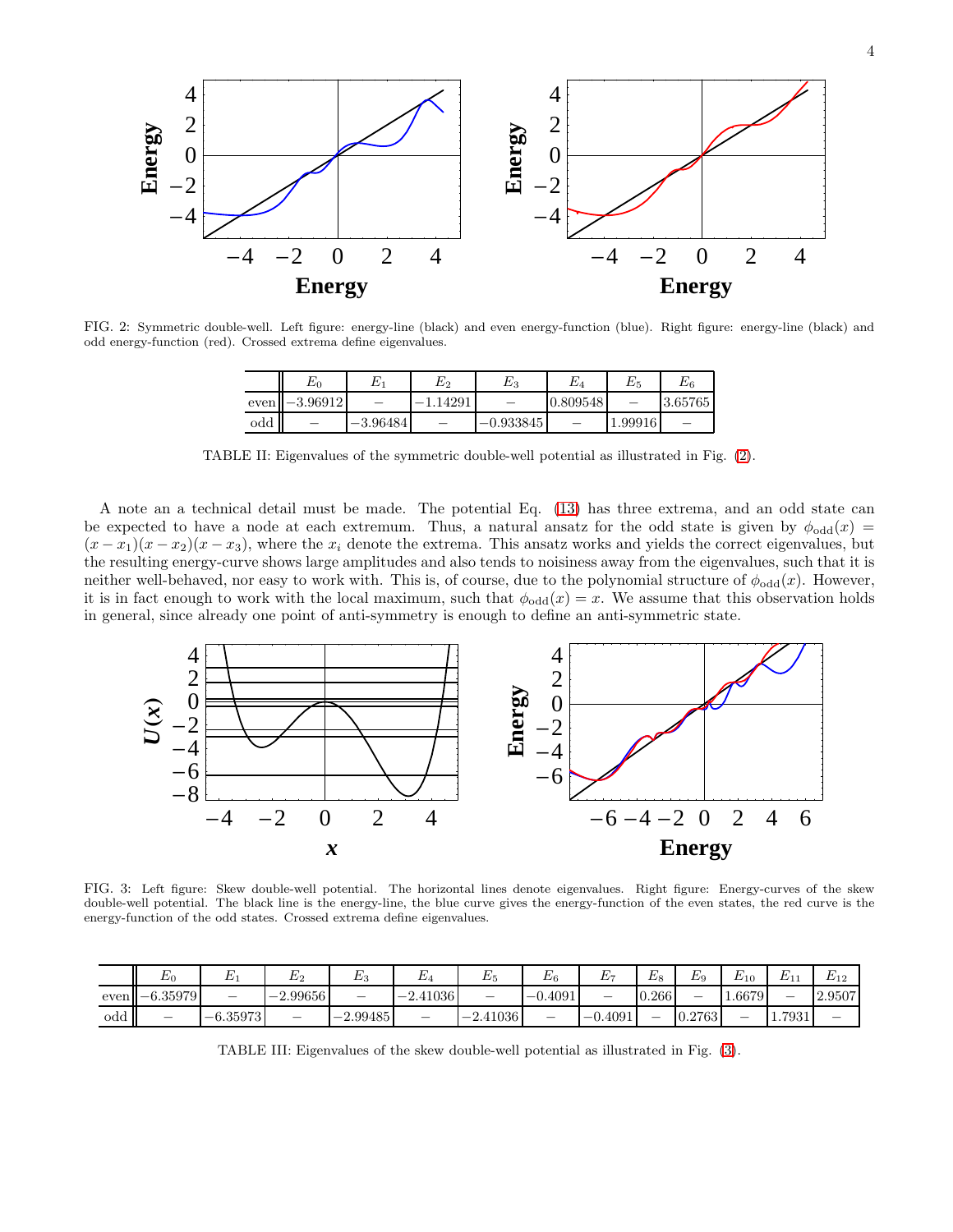FIG. 2: Symmetric double-well. Left figure: energy-line (black) and even energy-function (blue). Right figure: energy-line (black) and odd energy-function (red). Crossed extrema define eigenvalues.

| | $E_0$ | $E_1$ | $E_2$ | $E_3$ | $E_4$ | $E_5$ | $E_6$ |
|---|---|---|---|---|---|---|---|
| even | −3.96912 | – | −1.14291 | – | 0.809548 | – | 3.65765 |
| odd | – | −3.96484 | – | −0.933845 | – | 1.99916 | – |

TABLE II: Eigenvalues of the symmetric double-well potential as illustrated in Fig. (2).

A note an a technical detail must be made. The potential Eq. (13) has three extrema, and an odd state can be expected to have a node at each extremum. Thus, a natural ansatz for the odd state is given by $\phi_{\rm odd}(x) = (x-x_1)(x-x_2)(x-x_3)$, where the $x_i$ denote the extrema. This ansatz works and yields the correct eigenvalues, but the resulting energy-curve shows large amplitudes and also tends to noisiness away from the eigenvalues, such that it is neither well-behaved, nor easy to work with. This is, of course, due to the polynomial structure of $\phi_{\rm odd}(x)$. However, it is in fact enough to work with the local maximum, such that $\phi_{\rm odd}(x) = x$. We assume that this observation holds in general, since already one point of anti-symmetry is enough to define an anti-symmetric state.

FIG. 3: Left figure: Skew double-well potential. The horizontal lines denote eigenvalues. Right figure: Energy-curves of the skew double-well potential. The black line is the energy-line, the blue curve gives the energy-function of the even states, the red curve is the energy-function of the odd states. Crossed extrema define eigenvalues.

| | $E_0$ | $E_1$ | $E_2$ | $E_3$ | $E_4$ | $E_5$ | $E_6$ | $E_7$ | $E_8$ | $E_9$ | $E_{10}$ | $E_{11}$ | $E_{12}$ |
|---|---|---|---|---|---|---|---|---|---|---|---|---|---|
| even | −6.35979 | – | −2.99656 | – | −2.41036 | – | −0.4091 | – | 0.266 | – | 1.6679 | – | 2.9507 |
| odd | – | −6.35973 | – | −2.99485 | – | −2.41036 | – | −0.4091 | – | 0.2763 | – | 1.7931 | – |

TABLE III: Eigenvalues of the skew double-well potential as illustrated in Fig. (3).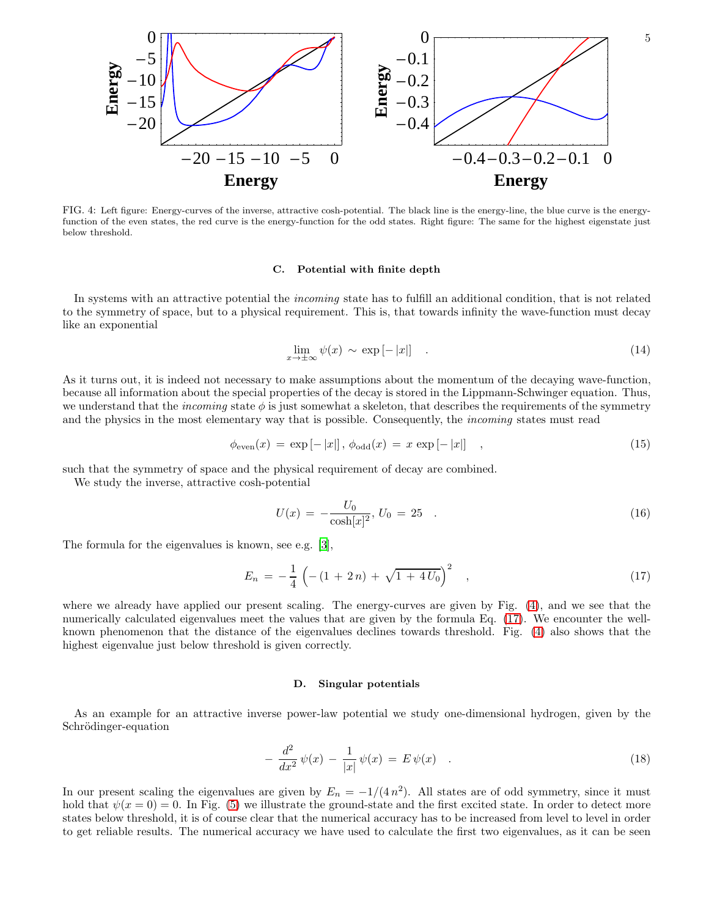FIG. 4: Left figure: Energy-curves of the inverse, attractive cosh-potential. The black line is the energy-line, the blue curve is the energy-function of the even states, the red curve is the energy-function for the odd states. Right figure: The same for the highest eigenstate just below threshold.

### C. Potential with finite depth

In systems with an attractive potential the *incoming* state has to fulfill an additional condition, that is not related to the symmetry of space, but to a physical requirement. This is, that towards infinity the wave-function must decay like an exponential

$$\lim_{x \to \pm\infty} \psi(x) \sim \exp\left[-|x|\right] \quad . \tag{14}$$

As it turns out, it is indeed not necessary to make assumptions about the momentum of the decaying wave-function, because all information about the special properties of the decay is stored in the Lippmann-Schwinger equation. Thus, we understand that the *incoming* state $\phi$ is just somewhat a skeleton, that describes the requirements of the symmetry and the physics in the most elementary way that is possible. Consequently, the *incoming* states must read

$$\phi_{\text{even}}(x) = \exp\left[-|x|\right], \; \phi_{\text{odd}}(x) = x \exp\left[-|x|\right] \quad , \tag{15}$$

such that the symmetry of space and the physical requirement of decay are combined.

We study the inverse, attractive cosh-potential

$$U(x) = -\frac{U_0}{\cosh[x]^2}, \; U_0 = 25 \quad . \tag{16}$$

The formula for the eigenvalues is known, see e.g. [3],

$$E_n = -\frac{1}{4}\left(-(1 + 2n) + \sqrt{1 + 4U_0}\right)^2 \quad , \tag{17}$$

where we already have applied our present scaling. The energy-curves are given by Fig. (4), and we see that the numerically calculated eigenvalues meet the values that are given by the formula Eq. (17). We encounter the well-known phenomenon that the distance of the eigenvalues declines towards threshold. Fig. (4) also shows that the highest eigenvalue just below threshold is given correctly.

### D. Singular potentials

As an example for an attractive inverse power-law potential we study one-dimensional hydrogen, given by the Schrödinger-equation

$$-\frac{d^2}{dx^2}\psi(x) - \frac{1}{|x|}\psi(x) = E\,\psi(x) \quad . \tag{18}$$

In our present scaling the eigenvalues are given by $E_n = -1/(4n^2)$. All states are of odd symmetry, since it must hold that $\psi(x = 0) = 0$. In Fig. (5) we illustrate the ground-state and the first excited state. In order to detect more states below threshold, it is of course clear that the numerical accuracy has to be increased from level to level in order to get reliable results. The numerical accuracy we have used to calculate the first two eigenvalues, as it can be seen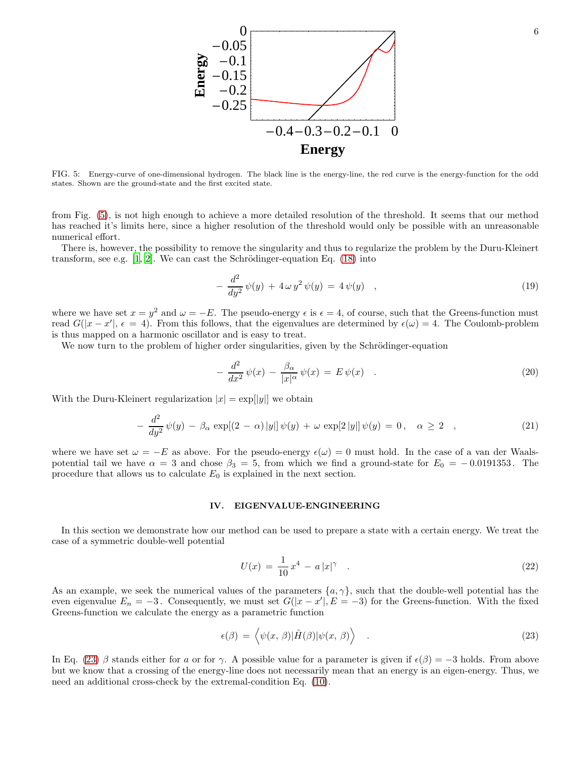FIG. 5: Energy-curve of one-dimensional hydrogen. The black line is the energy-line, the red curve is the energy-function for the odd states. Shown are the ground-state and the first excited state.

from Fig. (5), is not high enough to achieve a more detailed resolution of the threshold. It seems that our method has reached it's limits here, since a higher resolution of the threshold would only be possible with an unreasonable numerical effort.

There is, however, the possibility to remove the singularity and thus to regularize the problem by the Duru-Kleinert transform, see e.g. [1, 2]. We can cast the Schrödinger-equation Eq. (18) into

$$- \frac{d^2}{dy^2}\,\psi(y) \,+\, 4\,\omega\, y^2\,\psi(y) \,=\, 4\,\psi(y) \quad , \tag{19}$$

where we have set $x = y^2$ and $\omega = -E$. The pseudo-energy $\epsilon$ is $\epsilon = 4$, of course, such that the Greens-function must read $G(|x - x'|,\, \epsilon = 4)$. From this follows, that the eigenvalues are determined by $\epsilon(\omega) = 4$. The Coulomb-problem is thus mapped on a harmonic oscillator and is easy to treat.

We now turn to the problem of higher order singularities, given by the Schrödinger-equation

$$- \frac{d^2}{dx^2}\,\psi(x) \,-\, \frac{\beta_\alpha}{|x|^\alpha}\,\psi(x) \,=\, E\,\psi(x) \quad . \tag{20}$$

With the Duru-Kleinert regularization $|x| = \exp[|y|]$ we obtain

$$- \frac{d^2}{dy^2}\,\psi(y) \,-\, \beta_\alpha\,\exp[(2\,-\,\alpha)\,|y|]\,\psi(y) \,+\, \omega\,\exp[2\,|y|]\,\psi(y) \,=\, 0\,, \quad \alpha \,\geq\, 2 \quad , \tag{21}$$

where we have set $\omega = -E$ as above. For the pseudo-energy $\epsilon(\omega) = 0$ must hold. In the case of a van der Waals-potential tail we have $\alpha = 3$ and chose $\beta_3 = 5$, from which we find a ground-state for $E_0 = -0.0191353$. The procedure that allows us to calculate $E_0$ is explained in the next section.

## IV. EIGENVALUE-ENGINEERING

In this section we demonstrate how our method can be used to prepare a state with a certain energy. We treat the case of a symmetric double-well potential

$$U(x) \,=\, \frac{1}{10}\,x^4 \,-\, a\,|x|^\gamma \quad . \tag{22}$$

As an example, we seek the numerical values of the parameters $\{a, \gamma\}$, such that the double-well potential has the even eigenvalue $E_n = -3$. Consequently, we must set $G(|x - x'|, E = -3)$ for the Greens-function. With the fixed Greens-function we calculate the energy as a parametric function

$$\epsilon(\beta) \,=\, \Big\langle \psi(x,\,\beta)|\hat{H}(\beta)|\psi(x,\,\beta)\Big\rangle \quad . \tag{23}$$

In Eq. (23) $\beta$ stands either for $a$ or for $\gamma$. A possible value for a parameter is given if $\epsilon(\beta) = -3$ holds. From above but we know that a crossing of the energy-line does not necessarily mean that an energy is an eigen-energy. Thus, we need an additional cross-check by the extremal-condition Eq. (10).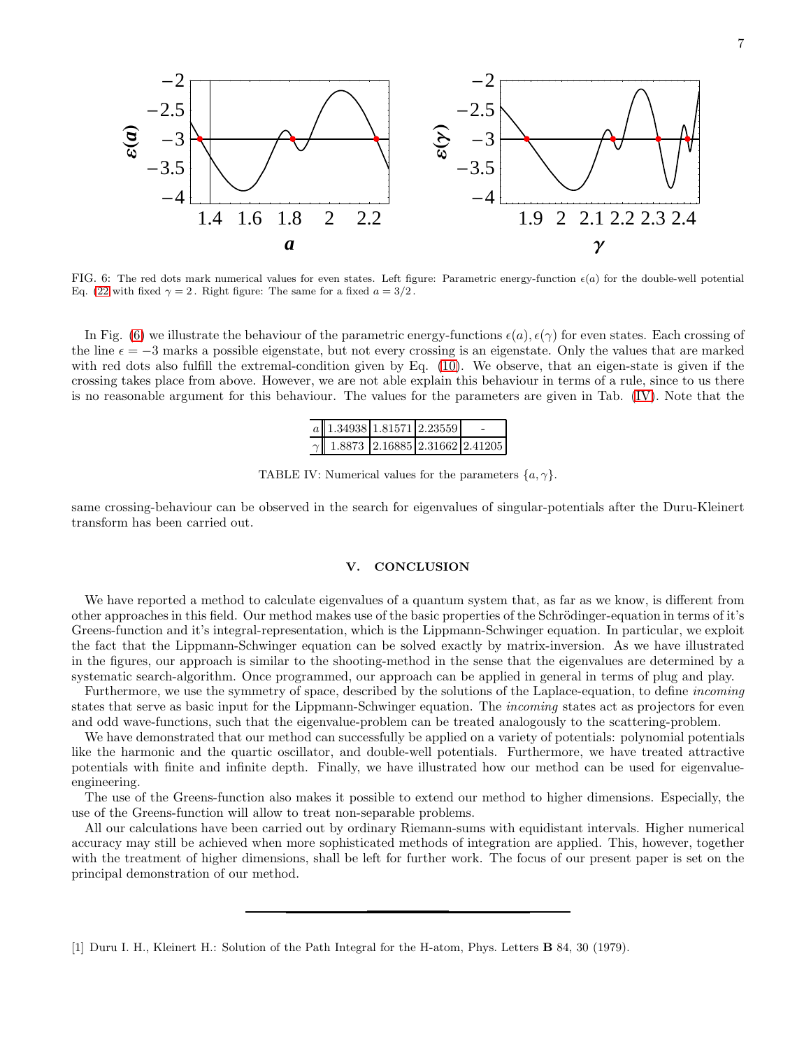FIG. 6: The red dots mark numerical values for even states. Left figure: Parametric energy-function $\epsilon(a)$ for the double-well potential Eq. (22 with fixed $\gamma = 2$. Right figure: The same for a fixed $a = 3/2$.

In Fig. (6) we illustrate the behaviour of the parametric energy-functions $\epsilon(a), \epsilon(\gamma)$ for even states. Each crossing of the line $\epsilon = -3$ marks a possible eigenstate, but not every crossing is an eigenstate. Only the values that are marked with red dots also fulfill the extremal-condition given by Eq. (10). We observe, that an eigen-state is given if the crossing takes place from above. However, we are not able explain this behaviour in terms of a rule, since to us there is no reasonable argument for this behaviour. The values for the parameters are given in Tab. (IV). Note that the

| | | | | |
|---|---|---|---|---|
| $a$ | 1.34938 | 1.81571 | 2.23559 | - |
| $\gamma$ | 1.8873 | 2.16885 | 2.31662 | 2.41205 |

TABLE IV: Numerical values for the parameters $\{a, \gamma\}$.

same crossing-behaviour can be observed in the search for eigenvalues of singular-potentials after the Duru-Kleinert transform has been carried out.

## V. CONCLUSION

We have reported a method to calculate eigenvalues of a quantum system that, as far as we know, is different from other approaches in this field. Our method makes use of the basic properties of the Schrödinger-equation in terms of it's Greens-function and it's integral-representation, which is the Lippmann-Schwinger equation. In particular, we exploit the fact that the Lippmann-Schwinger equation can be solved exactly by matrix-inversion. As we have illustrated in the figures, our approach is similar to the shooting-method in the sense that the eigenvalues are determined by a systematic search-algorithm. Once programmed, our approach can be applied in general in terms of plug and play.

Furthermore, we use the symmetry of space, described by the solutions of the Laplace-equation, to define *incoming* states that serve as basic input for the Lippmann-Schwinger equation. The *incoming* states act as projectors for even and odd wave-functions, such that the eigenvalue-problem can be treated analogously to the scattering-problem.

We have demonstrated that our method can successfully be applied on a variety of potentials: polynomial potentials like the harmonic and the quartic oscillator, and double-well potentials. Furthermore, we have treated attractive potentials with finite and infinite depth. Finally, we have illustrated how our method can be used for eigenvalue-engineering.

The use of the Greens-function also makes it possible to extend our method to higher dimensions. Especially, the use of the Greens-function will allow to treat non-separable problems.

All our calculations have been carried out by ordinary Riemann-sums with equidistant intervals. Higher numerical accuracy may still be achieved when more sophisticated methods of integration are applied. This, however, together with the treatment of higher dimensions, shall be left for further work. The focus of our present paper is set on the principal demonstration of our method.

---

[1] Duru I. H., Kleinert H.: Solution of the Path Integral for the H-atom, Phys. Letters **B** 84, 30 (1979).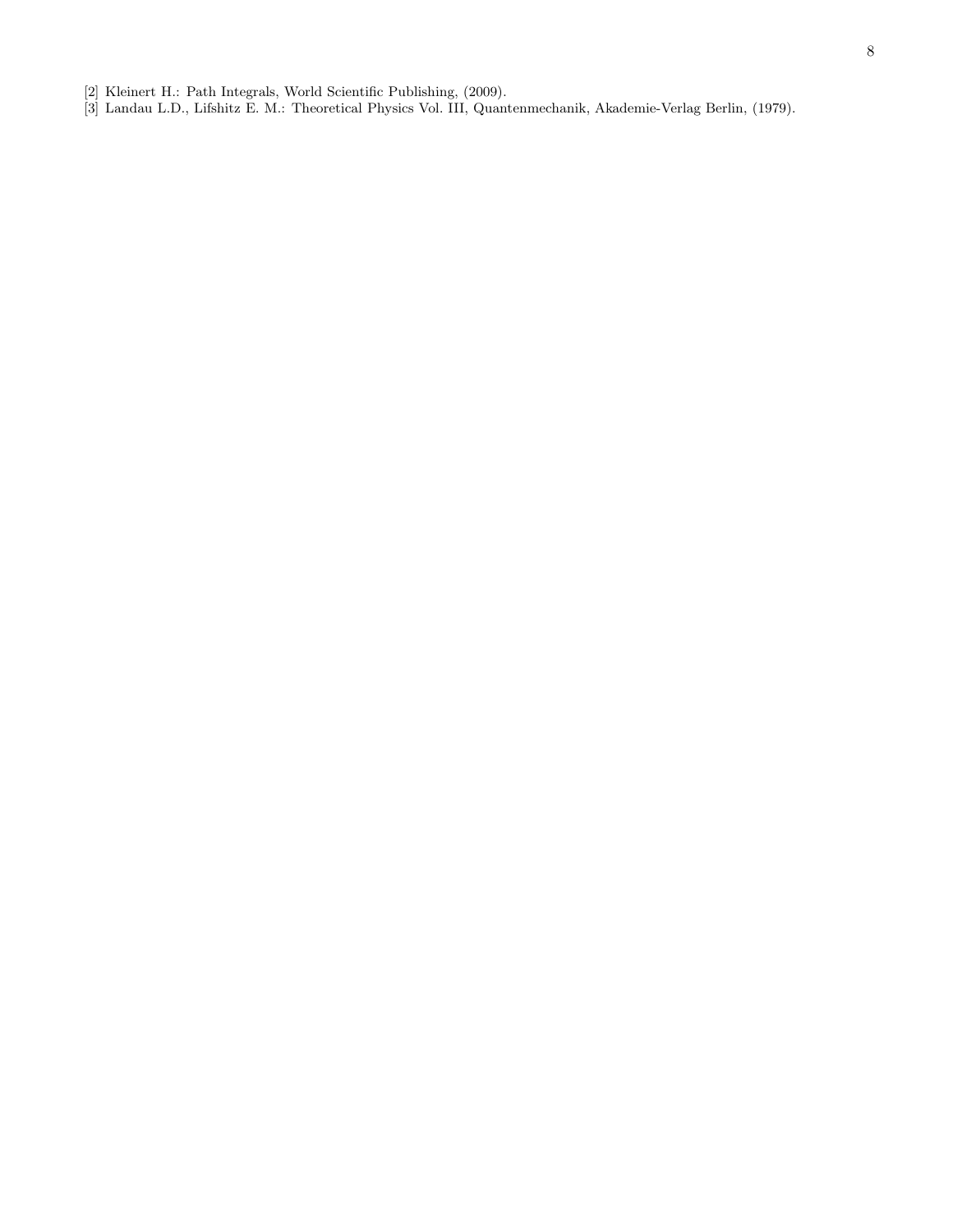[2] Kleinert H.: Path Integrals, World Scientific Publishing, (2009).

[3] Landau L.D., Lifshitz E. M.: Theoretical Physics Vol. III, Quantenmechanik, Akademie-Verlag Berlin, (1979).